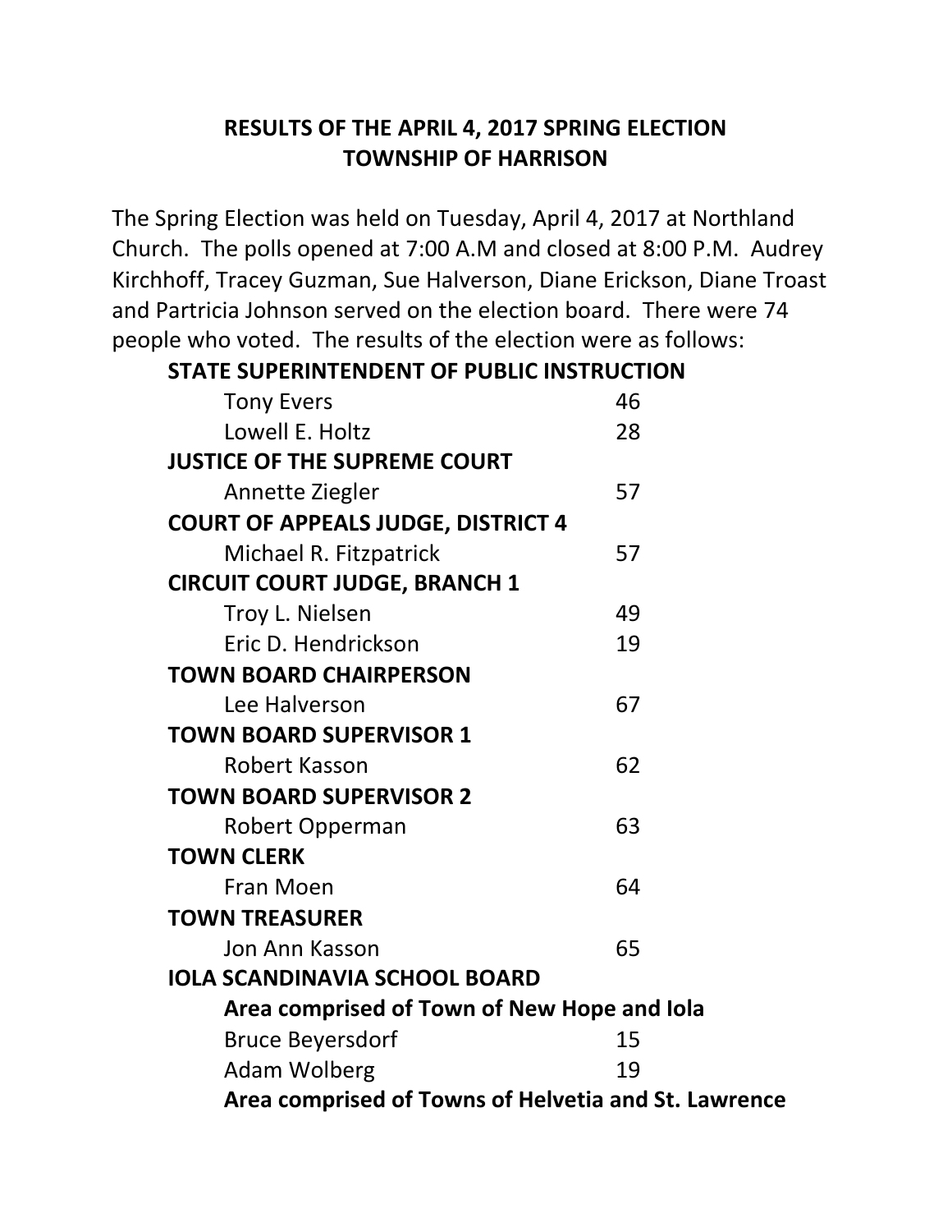# RESULTS OF THE APRIL 4, 2017 SPRING ELECTION
# TOWNSHIP OF HARRISON

The Spring Election was held on Tuesday, April 4, 2017 at Northland Church. The polls opened at 7:00 A.M and closed at 8:00 P.M. Audrey Kirchhoff, Tracey Guzman, Sue Halverson, Diane Erickson, Diane Troast and Partricia Johnson served on the election board. There were 74 people who voted. The results of the election were as follows:

**STATE SUPERINTENDENT OF PUBLIC INSTRUCTION**

| | |
|---|---|
| Tony Evers | 46 |
| Lowell E. Holtz | 28 |

**JUSTICE OF THE SUPREME COURT**

| | |
|---|---|
| Annette Ziegler | 57 |

**COURT OF APPEALS JUDGE, DISTRICT 4**

| | |
|---|---|
| Michael R. Fitzpatrick | 57 |

**CIRCUIT COURT JUDGE, BRANCH 1**

| | |
|---|---|
| Troy L. Nielsen | 49 |
| Eric D. Hendrickson | 19 |

**TOWN BOARD CHAIRPERSON**

| | |
|---|---|
| Lee Halverson | 67 |

**TOWN BOARD SUPERVISOR 1**

| | |
|---|---|
| Robert Kasson | 62 |

**TOWN BOARD SUPERVISOR 2**

| | |
|---|---|
| Robert Opperman | 63 |

**TOWN CLERK**

| | |
|---|---|
| Fran Moen | 64 |

**TOWN TREASURER**

| | |
|---|---|
| Jon Ann Kasson | 65 |

**IOLA SCANDINAVIA SCHOOL BOARD**

**Area comprised of Town of New Hope and Iola**

| | |
|---|---|
| Bruce Beyersdorf | 15 |
| Adam Wolberg | 19 |

**Area comprised of Towns of Helvetia and St. Lawrence**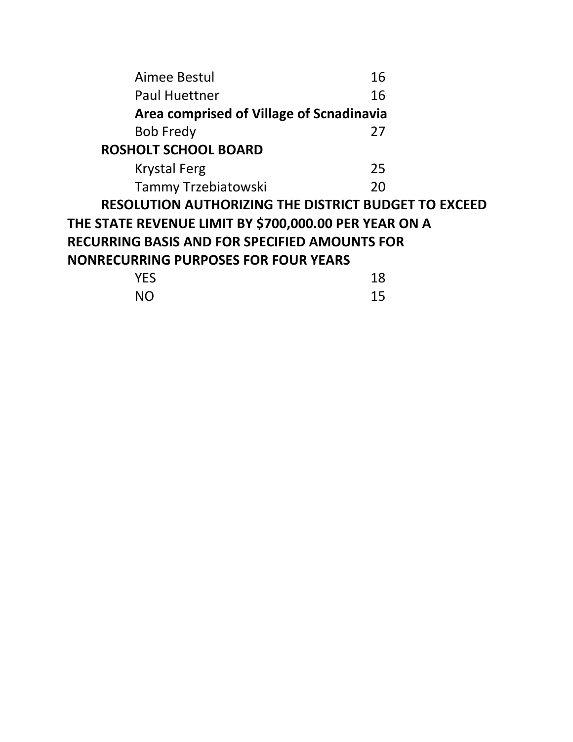| | |
|---|---|
| Aimee Bestul | 16 |
| Paul Huettner | 16 |
| **Area comprised of Village of Scnadinavia** | |
| Bob Fredy | 27 |

**ROSHOLT SCHOOL BOARD**

| | |
|---|---|
| Krystal Ferg | 25 |
| Tammy Trzebiatowski | 20 |

**RESOLUTION AUTHORIZING THE DISTRICT BUDGET TO EXCEED THE STATE REVENUE LIMIT BY $700,000.00 PER YEAR ON A RECURRING BASIS AND FOR SPECIFIED AMOUNTS FOR NONRECURRING PURPOSES FOR FOUR YEARS**

| | |
|---|---|
| YES | 18 |
| NO | 15 |